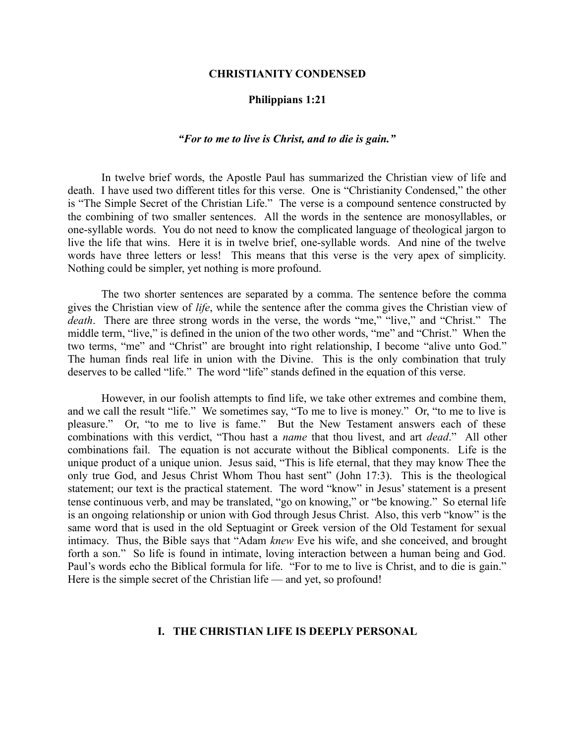# CHRISTIANITY CONDENSED

## Philippians 1:21

***"For to me to live is Christ, and to die is gain."***

In twelve brief words, the Apostle Paul has summarized the Christian view of life and death. I have used two different titles for this verse. One is "Christianity Condensed," the other is "The Simple Secret of the Christian Life." The verse is a compound sentence constructed by the combining of two smaller sentences. All the words in the sentence are monosyllables, or one-syllable words. You do not need to know the complicated language of theological jargon to live the life that wins. Here it is in twelve brief, one-syllable words. And nine of the twelve words have three letters or less! This means that this verse is the very apex of simplicity. Nothing could be simpler, yet nothing is more profound.

The two shorter sentences are separated by a comma. The sentence before the comma gives the Christian view of *life*, while the sentence after the comma gives the Christian view of *death*. There are three strong words in the verse, the words "me," "live," and "Christ." The middle term, "live," is defined in the union of the two other words, "me" and "Christ." When the two terms, "me" and "Christ" are brought into right relationship, I become "alive unto God." The human finds real life in union with the Divine. This is the only combination that truly deserves to be called "life." The word "life" stands defined in the equation of this verse.

However, in our foolish attempts to find life, we take other extremes and combine them, and we call the result "life." We sometimes say, "To me to live is money." Or, "to me to live is pleasure." Or, "to me to live is fame." But the New Testament answers each of these combinations with this verdict, "Thou hast a *name* that thou livest, and art *dead*." All other combinations fail. The equation is not accurate without the Biblical components. Life is the unique product of a unique union. Jesus said, "This is life eternal, that they may know Thee the only true God, and Jesus Christ Whom Thou hast sent" (John 17:3). This is the theological statement; our text is the practical statement. The word "know" in Jesus' statement is a present tense continuous verb, and may be translated, "go on knowing," or "be knowing." So eternal life is an ongoing relationship or union with God through Jesus Christ. Also, this verb "know" is the same word that is used in the old Septuagint or Greek version of the Old Testament for sexual intimacy. Thus, the Bible says that "Adam *knew* Eve his wife, and she conceived, and brought forth a son." So life is found in intimate, loving interaction between a human being and God. Paul's words echo the Biblical formula for life. "For to me to live is Christ, and to die is gain." Here is the simple secret of the Christian life — and yet, so profound!

### I. THE CHRISTIAN LIFE IS DEEPLY PERSONAL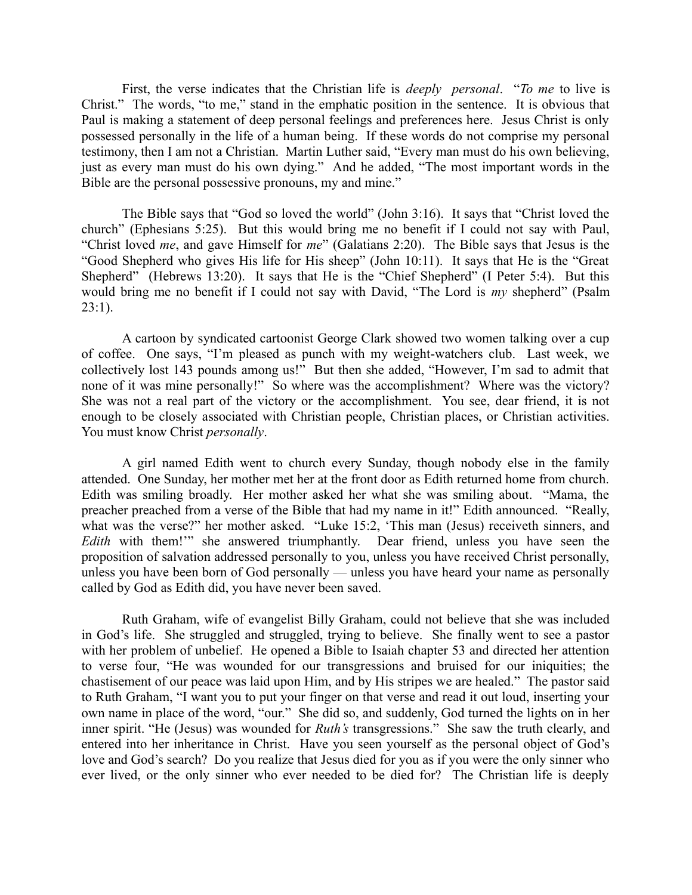First, the verse indicates that the Christian life is *deeply personal*. "*To me* to live is Christ." The words, "to me," stand in the emphatic position in the sentence. It is obvious that Paul is making a statement of deep personal feelings and preferences here. Jesus Christ is only possessed personally in the life of a human being. If these words do not comprise my personal testimony, then I am not a Christian. Martin Luther said, "Every man must do his own believing, just as every man must do his own dying." And he added, "The most important words in the Bible are the personal possessive pronouns, my and mine."

The Bible says that "God so loved the world" (John 3:16). It says that "Christ loved the church" (Ephesians 5:25). But this would bring me no benefit if I could not say with Paul, "Christ loved *me*, and gave Himself for *me*" (Galatians 2:20). The Bible says that Jesus is the "Good Shepherd who gives His life for His sheep" (John 10:11). It says that He is the "Great Shepherd" (Hebrews 13:20). It says that He is the "Chief Shepherd" (I Peter 5:4). But this would bring me no benefit if I could not say with David, "The Lord is *my* shepherd" (Psalm 23:1).

A cartoon by syndicated cartoonist George Clark showed two women talking over a cup of coffee. One says, "I'm pleased as punch with my weight-watchers club. Last week, we collectively lost 143 pounds among us!" But then she added, "However, I'm sad to admit that none of it was mine personally!" So where was the accomplishment? Where was the victory? She was not a real part of the victory or the accomplishment. You see, dear friend, it is not enough to be closely associated with Christian people, Christian places, or Christian activities. You must know Christ *personally*.

A girl named Edith went to church every Sunday, though nobody else in the family attended. One Sunday, her mother met her at the front door as Edith returned home from church. Edith was smiling broadly. Her mother asked her what she was smiling about. "Mama, the preacher preached from a verse of the Bible that had my name in it!" Edith announced. "Really, what was the verse?" her mother asked. "Luke 15:2, 'This man (Jesus) receiveth sinners, and *Edith* with them!'" she answered triumphantly. Dear friend, unless you have seen the proposition of salvation addressed personally to you, unless you have received Christ personally, unless you have been born of God personally — unless you have heard your name as personally called by God as Edith did, you have never been saved.

Ruth Graham, wife of evangelist Billy Graham, could not believe that she was included in God's life. She struggled and struggled, trying to believe. She finally went to see a pastor with her problem of unbelief. He opened a Bible to Isaiah chapter 53 and directed her attention to verse four, "He was wounded for our transgressions and bruised for our iniquities; the chastisement of our peace was laid upon Him, and by His stripes we are healed." The pastor said to Ruth Graham, "I want you to put your finger on that verse and read it out loud, inserting your own name in place of the word, "our." She did so, and suddenly, God turned the lights on in her inner spirit. "He (Jesus) was wounded for *Ruth's* transgressions." She saw the truth clearly, and entered into her inheritance in Christ. Have you seen yourself as the personal object of God's love and God's search? Do you realize that Jesus died for you as if you were the only sinner who ever lived, or the only sinner who ever needed to be died for? The Christian life is deeply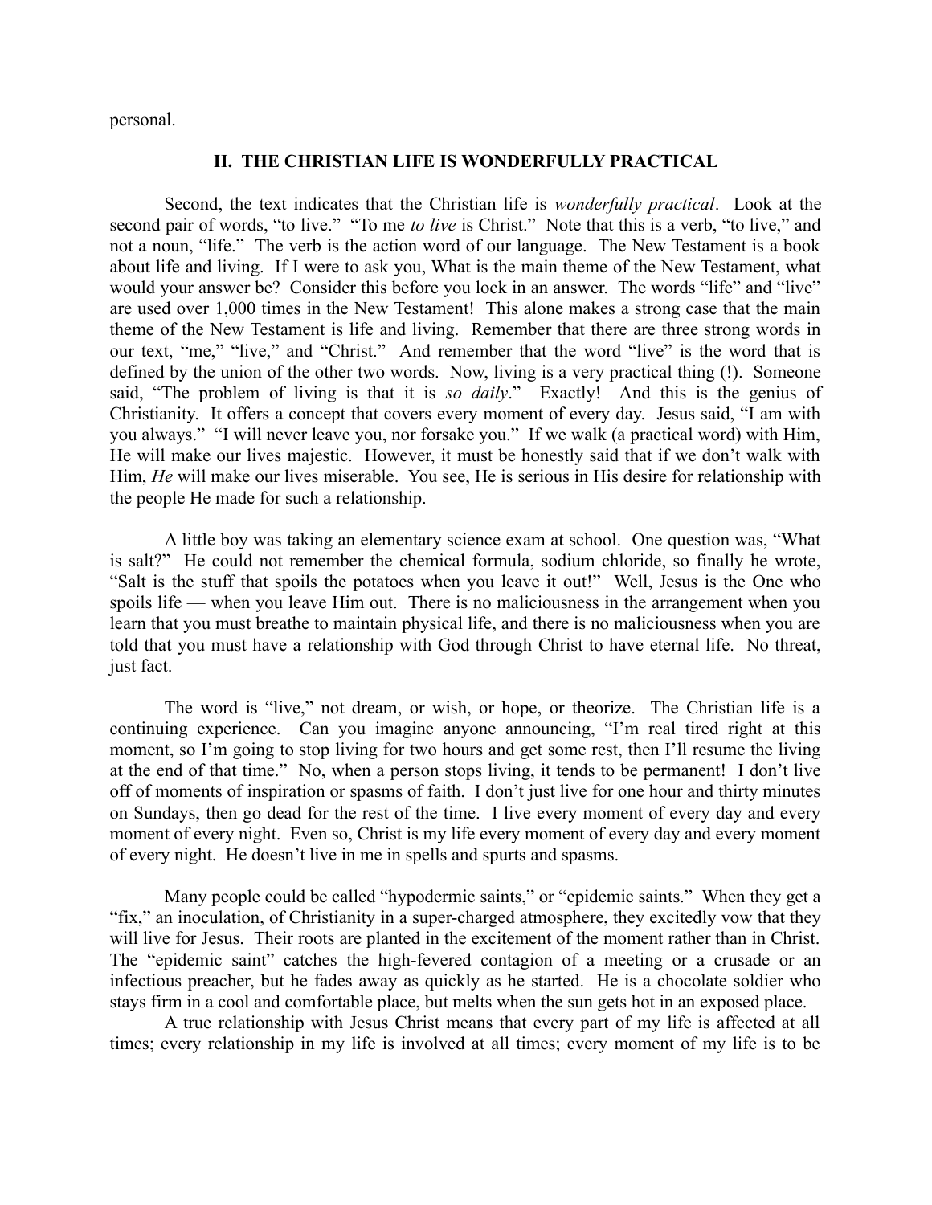personal.

## II. THE CHRISTIAN LIFE IS WONDERFULLY PRACTICAL

Second, the text indicates that the Christian life is *wonderfully practical*. Look at the second pair of words, "to live." "To me *to live* is Christ." Note that this is a verb, "to live," and not a noun, "life." The verb is the action word of our language. The New Testament is a book about life and living. If I were to ask you, What is the main theme of the New Testament, what would your answer be? Consider this before you lock in an answer. The words "life" and "live" are used over 1,000 times in the New Testament! This alone makes a strong case that the main theme of the New Testament is life and living. Remember that there are three strong words in our text, "me," "live," and "Christ." And remember that the word "live" is the word that is defined by the union of the other two words. Now, living is a very practical thing (!). Someone said, "The problem of living is that it is *so daily*." Exactly! And this is the genius of Christianity. It offers a concept that covers every moment of every day. Jesus said, "I am with you always." "I will never leave you, nor forsake you." If we walk (a practical word) with Him, He will make our lives majestic. However, it must be honestly said that if we don't walk with Him, *He* will make our lives miserable. You see, He is serious in His desire for relationship with the people He made for such a relationship.

A little boy was taking an elementary science exam at school. One question was, "What is salt?" He could not remember the chemical formula, sodium chloride, so finally he wrote, "Salt is the stuff that spoils the potatoes when you leave it out!" Well, Jesus is the One who spoils life — when you leave Him out. There is no maliciousness in the arrangement when you learn that you must breathe to maintain physical life, and there is no maliciousness when you are told that you must have a relationship with God through Christ to have eternal life. No threat, just fact.

The word is "live," not dream, or wish, or hope, or theorize. The Christian life is a continuing experience. Can you imagine anyone announcing, "I'm real tired right at this moment, so I'm going to stop living for two hours and get some rest, then I'll resume the living at the end of that time." No, when a person stops living, it tends to be permanent! I don't live off of moments of inspiration or spasms of faith. I don't just live for one hour and thirty minutes on Sundays, then go dead for the rest of the time. I live every moment of every day and every moment of every night. Even so, Christ is my life every moment of every day and every moment of every night. He doesn't live in me in spells and spurts and spasms.

Many people could be called "hypodermic saints," or "epidemic saints." When they get a "fix," an inoculation, of Christianity in a super-charged atmosphere, they excitedly vow that they will live for Jesus. Their roots are planted in the excitement of the moment rather than in Christ. The "epidemic saint" catches the high-fevered contagion of a meeting or a crusade or an infectious preacher, but he fades away as quickly as he started. He is a chocolate soldier who stays firm in a cool and comfortable place, but melts when the sun gets hot in an exposed place.

A true relationship with Jesus Christ means that every part of my life is affected at all times; every relationship in my life is involved at all times; every moment of my life is to be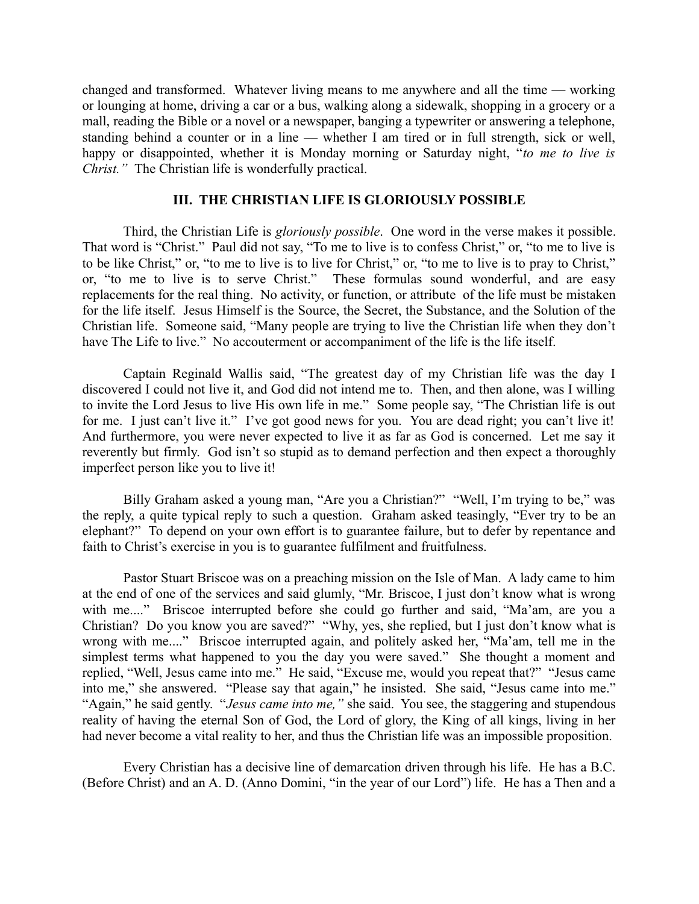changed and transformed. Whatever living means to me anywhere and all the time — working or lounging at home, driving a car or a bus, walking along a sidewalk, shopping in a grocery or a mall, reading the Bible or a novel or a newspaper, banging a typewriter or answering a telephone, standing behind a counter or in a line — whether I am tired or in full strength, sick or well, happy or disappointed, whether it is Monday morning or Saturday night, "*to me to live is Christ.*" The Christian life is wonderfully practical.

## III. THE CHRISTIAN LIFE IS GLORIOUSLY POSSIBLE

Third, the Christian Life is *gloriously possible*. One word in the verse makes it possible. That word is "Christ." Paul did not say, "To me to live is to confess Christ," or, "to me to live is to be like Christ," or, "to me to live is to live for Christ," or, "to me to live is to pray to Christ," or, "to me to live is to serve Christ." These formulas sound wonderful, and are easy replacements for the real thing. No activity, or function, or attribute of the life must be mistaken for the life itself. Jesus Himself is the Source, the Secret, the Substance, and the Solution of the Christian life. Someone said, "Many people are trying to live the Christian life when they don't have The Life to live." No accouterment or accompaniment of the life is the life itself.

Captain Reginald Wallis said, "The greatest day of my Christian life was the day I discovered I could not live it, and God did not intend me to. Then, and then alone, was I willing to invite the Lord Jesus to live His own life in me." Some people say, "The Christian life is out for me. I just can't live it." I've got good news for you. You are dead right; you can't live it! And furthermore, you were never expected to live it as far as God is concerned. Let me say it reverently but firmly. God isn't so stupid as to demand perfection and then expect a thoroughly imperfect person like you to live it!

Billy Graham asked a young man, "Are you a Christian?" "Well, I'm trying to be," was the reply, a quite typical reply to such a question. Graham asked teasingly, "Ever try to be an elephant?" To depend on your own effort is to guarantee failure, but to defer by repentance and faith to Christ's exercise in you is to guarantee fulfilment and fruitfulness.

Pastor Stuart Briscoe was on a preaching mission on the Isle of Man. A lady came to him at the end of one of the services and said glumly, "Mr. Briscoe, I just don't know what is wrong with me...." Briscoe interrupted before she could go further and said, "Ma'am, are you a Christian? Do you know you are saved?" "Why, yes, she replied, but I just don't know what is wrong with me...." Briscoe interrupted again, and politely asked her, "Ma'am, tell me in the simplest terms what happened to you the day you were saved." She thought a moment and replied, "Well, Jesus came into me." He said, "Excuse me, would you repeat that?" "Jesus came into me," she answered. "Please say that again," he insisted. She said, "Jesus came into me." "Again," he said gently. "*Jesus came into me,*" she said. You see, the staggering and stupendous reality of having the eternal Son of God, the Lord of glory, the King of all kings, living in her had never become a vital reality to her, and thus the Christian life was an impossible proposition.

Every Christian has a decisive line of demarcation driven through his life. He has a B.C. (Before Christ) and an A. D. (Anno Domini, "in the year of our Lord") life. He has a Then and a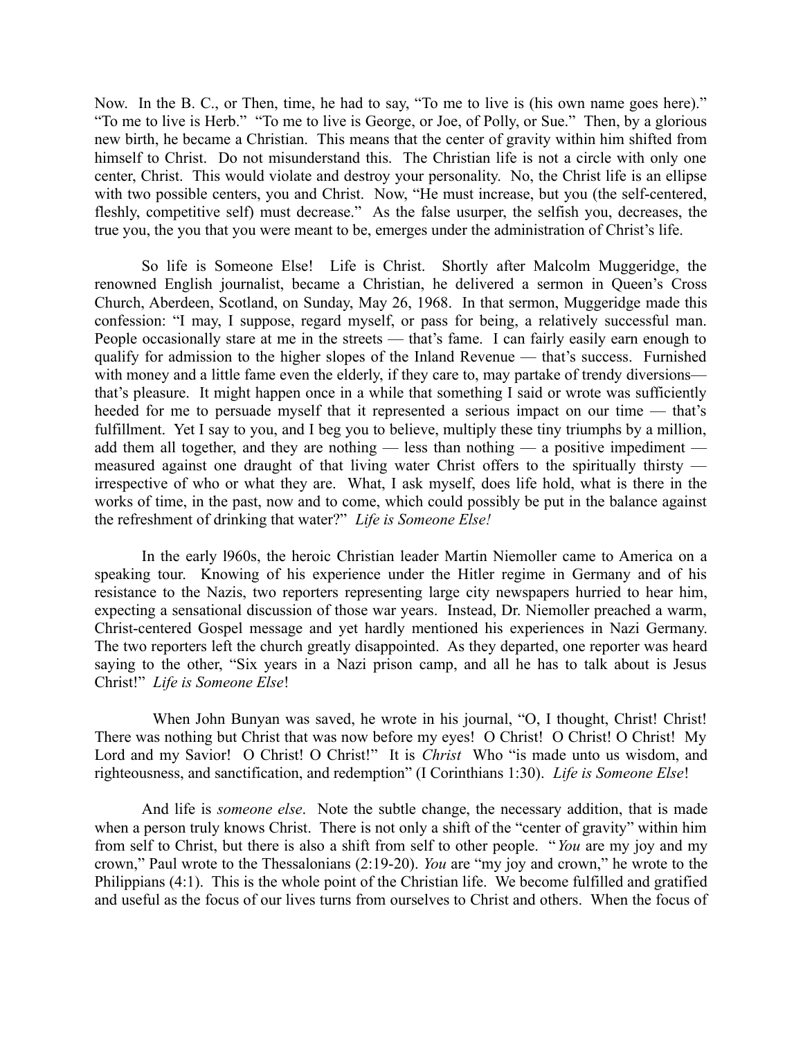Now. In the B. C., or Then, time, he had to say, "To me to live is (his own name goes here)." "To me to live is Herb." "To me to live is George, or Joe, of Polly, or Sue." Then, by a glorious new birth, he became a Christian. This means that the center of gravity within him shifted from himself to Christ. Do not misunderstand this. The Christian life is not a circle with only one center, Christ. This would violate and destroy your personality. No, the Christ life is an ellipse with two possible centers, you and Christ. Now, "He must increase, but you (the self-centered, fleshly, competitive self) must decrease." As the false usurper, the selfish you, decreases, the true you, the you that you were meant to be, emerges under the administration of Christ's life.

So life is Someone Else! Life is Christ. Shortly after Malcolm Muggeridge, the renowned English journalist, became a Christian, he delivered a sermon in Queen's Cross Church, Aberdeen, Scotland, on Sunday, May 26, 1968. In that sermon, Muggeridge made this confession: "I may, I suppose, regard myself, or pass for being, a relatively successful man. People occasionally stare at me in the streets — that's fame. I can fairly easily earn enough to qualify for admission to the higher slopes of the Inland Revenue — that's success. Furnished with money and a little fame even the elderly, if they care to, may partake of trendy diversions— that's pleasure. It might happen once in a while that something I said or wrote was sufficiently heeded for me to persuade myself that it represented a serious impact on our time — that's fulfillment. Yet I say to you, and I beg you to believe, multiply these tiny triumphs by a million, add them all together, and they are nothing — less than nothing — a positive impediment — measured against one draught of that living water Christ offers to the spiritually thirsty — irrespective of who or what they are. What, I ask myself, does life hold, what is there in the works of time, in the past, now and to come, which could possibly be put in the balance against the refreshment of drinking that water?" *Life is Someone Else!*

In the early l960s, the heroic Christian leader Martin Niemoller came to America on a speaking tour. Knowing of his experience under the Hitler regime in Germany and of his resistance to the Nazis, two reporters representing large city newspapers hurried to hear him, expecting a sensational discussion of those war years. Instead, Dr. Niemoller preached a warm, Christ-centered Gospel message and yet hardly mentioned his experiences in Nazi Germany. The two reporters left the church greatly disappointed. As they departed, one reporter was heard saying to the other, "Six years in a Nazi prison camp, and all he has to talk about is Jesus Christ!" *Life is Someone Else*!

When John Bunyan was saved, he wrote in his journal, "O, I thought, Christ! Christ! There was nothing but Christ that was now before my eyes! O Christ! O Christ! O Christ! My Lord and my Savior! O Christ! O Christ!" It is *Christ* Who "is made unto us wisdom, and righteousness, and sanctification, and redemption" (I Corinthians 1:30). *Life is Someone Else*!

And life is *someone else*. Note the subtle change, the necessary addition, that is made when a person truly knows Christ. There is not only a shift of the "center of gravity" within him from self to Christ, but there is also a shift from self to other people. "*You* are my joy and my crown," Paul wrote to the Thessalonians (2:19-20). *You* are "my joy and crown," he wrote to the Philippians (4:1). This is the whole point of the Christian life. We become fulfilled and gratified and useful as the focus of our lives turns from ourselves to Christ and others. When the focus of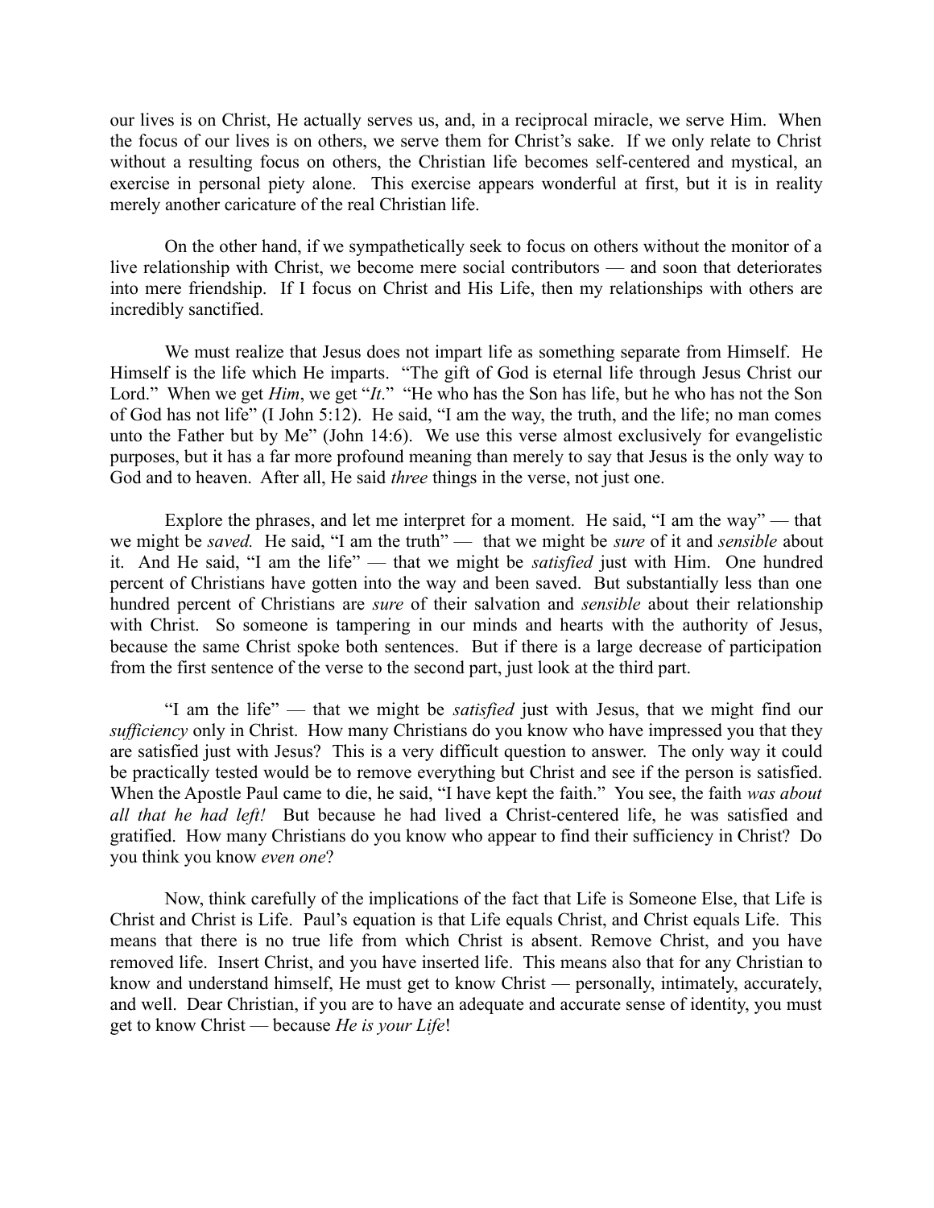our lives is on Christ, He actually serves us, and, in a reciprocal miracle, we serve Him. When the focus of our lives is on others, we serve them for Christ's sake. If we only relate to Christ without a resulting focus on others, the Christian life becomes self-centered and mystical, an exercise in personal piety alone. This exercise appears wonderful at first, but it is in reality merely another caricature of the real Christian life.

On the other hand, if we sympathetically seek to focus on others without the monitor of a live relationship with Christ, we become mere social contributors — and soon that deteriorates into mere friendship. If I focus on Christ and His Life, then my relationships with others are incredibly sanctified.

We must realize that Jesus does not impart life as something separate from Himself. He Himself is the life which He imparts. "The gift of God is eternal life through Jesus Christ our Lord." When we get *Him*, we get "*It*." "He who has the Son has life, but he who has not the Son of God has not life" (I John 5:12). He said, "I am the way, the truth, and the life; no man comes unto the Father but by Me" (John 14:6). We use this verse almost exclusively for evangelistic purposes, but it has a far more profound meaning than merely to say that Jesus is the only way to God and to heaven. After all, He said *three* things in the verse, not just one.

Explore the phrases, and let me interpret for a moment. He said, "I am the way" — that we might be *saved.* He said, "I am the truth" — that we might be *sure* of it and *sensible* about it. And He said, "I am the life" — that we might be *satisfied* just with Him. One hundred percent of Christians have gotten into the way and been saved. But substantially less than one hundred percent of Christians are *sure* of their salvation and *sensible* about their relationship with Christ. So someone is tampering in our minds and hearts with the authority of Jesus, because the same Christ spoke both sentences. But if there is a large decrease of participation from the first sentence of the verse to the second part, just look at the third part.

"I am the life" — that we might be *satisfied* just with Jesus, that we might find our *sufficiency* only in Christ. How many Christians do you know who have impressed you that they are satisfied just with Jesus? This is a very difficult question to answer. The only way it could be practically tested would be to remove everything but Christ and see if the person is satisfied. When the Apostle Paul came to die, he said, "I have kept the faith." You see, the faith *was about all that he had left!* But because he had lived a Christ-centered life, he was satisfied and gratified. How many Christians do you know who appear to find their sufficiency in Christ? Do you think you know *even one*?

Now, think carefully of the implications of the fact that Life is Someone Else, that Life is Christ and Christ is Life. Paul's equation is that Life equals Christ, and Christ equals Life. This means that there is no true life from which Christ is absent. Remove Christ, and you have removed life. Insert Christ, and you have inserted life. This means also that for any Christian to know and understand himself, He must get to know Christ — personally, intimately, accurately, and well. Dear Christian, if you are to have an adequate and accurate sense of identity, you must get to know Christ — because *He is your Life*!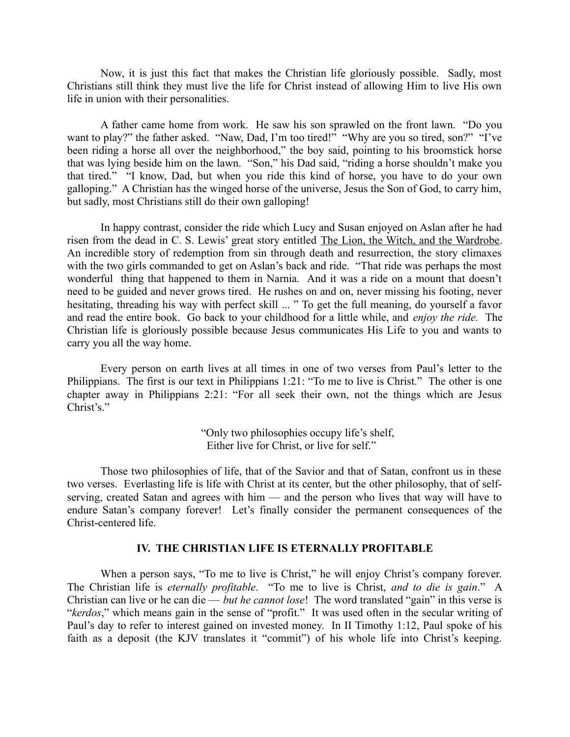Now, it is just this fact that makes the Christian life gloriously possible. Sadly, most Christians still think they must live the life for Christ instead of allowing Him to live His own life in union with their personalities.

A father came home from work. He saw his son sprawled on the front lawn. "Do you want to play?" the father asked. "Naw, Dad, I'm too tired!" "Why are you so tired, son?" "I've been riding a horse all over the neighborhood," the boy said, pointing to his broomstick horse that was lying beside him on the lawn. "Son," his Dad said, "riding a horse shouldn't make you that tired." "I know, Dad, but when you ride this kind of horse, you have to do your own galloping." A Christian has the winged horse of the universe, Jesus the Son of God, to carry him, but sadly, most Christians still do their own galloping!

In happy contrast, consider the ride which Lucy and Susan enjoyed on Aslan after he had risen from the dead in C. S. Lewis' great story entitled The Lion, the Witch, and the Wardrobe. An incredible story of redemption from sin through death and resurrection, the story climaxes with the two girls commanded to get on Aslan's back and ride. "That ride was perhaps the most wonderful thing that happened to them in Narnia. And it was a ride on a mount that doesn't need to be guided and never grows tired. He rushes on and on, never missing his footing, never hesitating, threading his way with perfect skill ... " To get the full meaning, do yourself a favor and read the entire book. Go back to your childhood for a little while, and *enjoy the ride.* The Christian life is gloriously possible because Jesus communicates His Life to you and wants to carry you all the way home.

Every person on earth lives at all times in one of two verses from Paul's letter to the Philippians. The first is our text in Philippians 1:21: "To me to live is Christ." The other is one chapter away in Philippians 2:21: "For all seek their own, not the things which are Jesus Christ's."

> "Only two philosophies occupy life's shelf,
> Either live for Christ, or live for self."

Those two philosophies of life, that of the Savior and that of Satan, confront us in these two verses. Everlasting life is life with Christ at its center, but the other philosophy, that of self-serving, created Satan and agrees with him — and the person who lives that way will have to endure Satan's company forever! Let's finally consider the permanent consequences of the Christ-centered life.

## IV. THE CHRISTIAN LIFE IS ETERNALLY PROFITABLE

When a person says, "To me to live is Christ," he will enjoy Christ's company forever. The Christian life is *eternally profitable*. "To me to live is Christ, *and to die is gain*." A Christian can live or he can die — *but he cannot lose*! The word translated "gain" in this verse is "*kerdos*," which means gain in the sense of "profit." It was used often in the secular writing of Paul's day to refer to interest gained on invested money. In II Timothy 1:12, Paul spoke of his faith as a deposit (the KJV translates it "commit") of his whole life into Christ's keeping.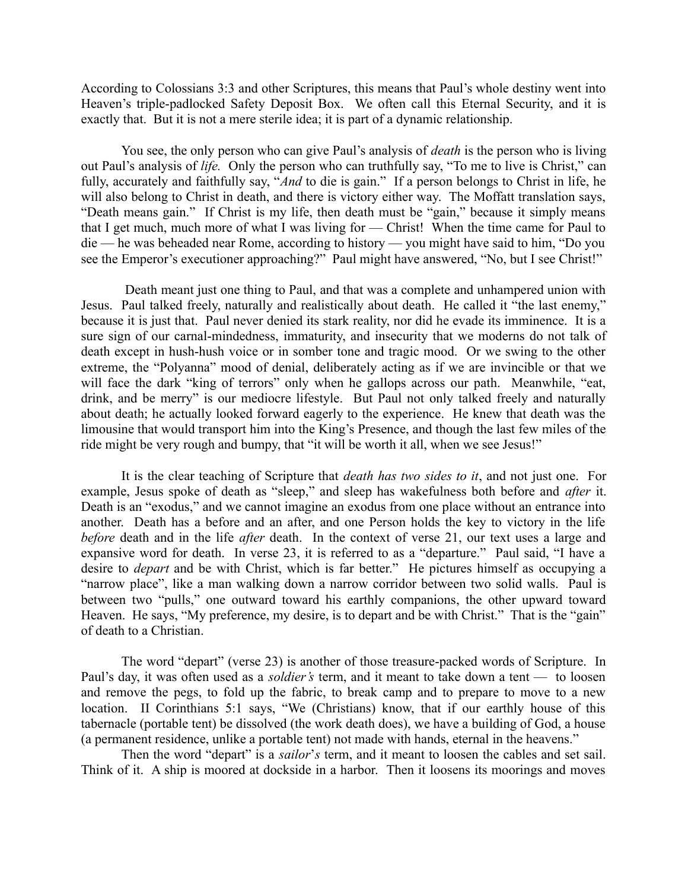According to Colossians 3:3 and other Scriptures, this means that Paul's whole destiny went into Heaven's triple-padlocked Safety Deposit Box. We often call this Eternal Security, and it is exactly that. But it is not a mere sterile idea; it is part of a dynamic relationship.

You see, the only person who can give Paul's analysis of *death* is the person who is living out Paul's analysis of *life.* Only the person who can truthfully say, "To me to live is Christ," can fully, accurately and faithfully say, "*And* to die is gain." If a person belongs to Christ in life, he will also belong to Christ in death, and there is victory either way. The Moffatt translation says, "Death means gain." If Christ is my life, then death must be "gain," because it simply means that I get much, much more of what I was living for — Christ! When the time came for Paul to die — he was beheaded near Rome, according to history — you might have said to him, "Do you see the Emperor's executioner approaching?" Paul might have answered, "No, but I see Christ!"

Death meant just one thing to Paul, and that was a complete and unhampered union with Jesus. Paul talked freely, naturally and realistically about death. He called it "the last enemy," because it is just that. Paul never denied its stark reality, nor did he evade its imminence. It is a sure sign of our carnal-mindedness, immaturity, and insecurity that we moderns do not talk of death except in hush-hush voice or in somber tone and tragic mood. Or we swing to the other extreme, the "Polyanna" mood of denial, deliberately acting as if we are invincible or that we will face the dark "king of terrors" only when he gallops across our path. Meanwhile, "eat, drink, and be merry" is our mediocre lifestyle. But Paul not only talked freely and naturally about death; he actually looked forward eagerly to the experience. He knew that death was the limousine that would transport him into the King's Presence, and though the last few miles of the ride might be very rough and bumpy, that "it will be worth it all, when we see Jesus!"

It is the clear teaching of Scripture that *death has two sides to it*, and not just one. For example, Jesus spoke of death as "sleep," and sleep has wakefulness both before and *after* it. Death is an "exodus," and we cannot imagine an exodus from one place without an entrance into another. Death has a before and an after, and one Person holds the key to victory in the life *before* death and in the life *after* death. In the context of verse 21, our text uses a large and expansive word for death. In verse 23, it is referred to as a "departure." Paul said, "I have a desire to *depart* and be with Christ, which is far better." He pictures himself as occupying a "narrow place", like a man walking down a narrow corridor between two solid walls. Paul is between two "pulls," one outward toward his earthly companions, the other upward toward Heaven. He says, "My preference, my desire, is to depart and be with Christ." That is the "gain" of death to a Christian.

The word "depart" (verse 23) is another of those treasure-packed words of Scripture. In Paul's day, it was often used as a *soldier's* term, and it meant to take down a tent — to loosen and remove the pegs, to fold up the fabric, to break camp and to prepare to move to a new location. II Corinthians 5:1 says, "We (Christians) know, that if our earthly house of this tabernacle (portable tent) be dissolved (the work death does), we have a building of God, a house (a permanent residence, unlike a portable tent) not made with hands, eternal in the heavens."

Then the word "depart" is a *sailor's* term, and it meant to loosen the cables and set sail. Think of it. A ship is moored at dockside in a harbor. Then it loosens its moorings and moves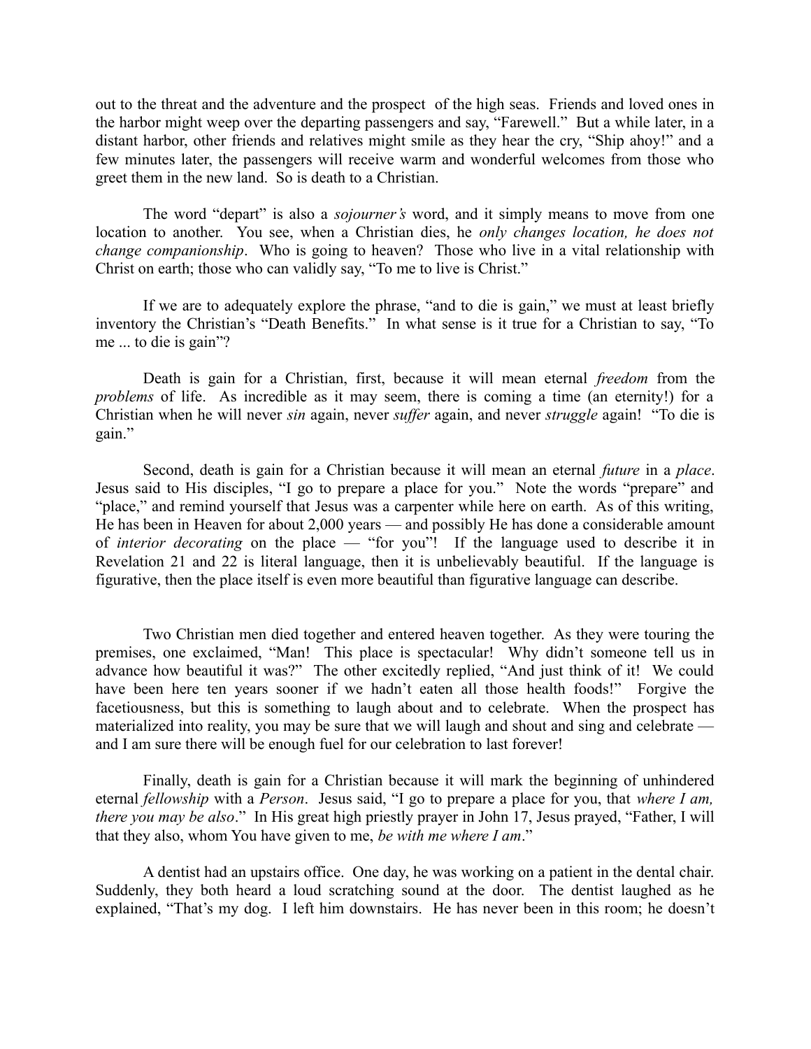out to the threat and the adventure and the prospect of the high seas. Friends and loved ones in the harbor might weep over the departing passengers and say, "Farewell." But a while later, in a distant harbor, other friends and relatives might smile as they hear the cry, "Ship ahoy!" and a few minutes later, the passengers will receive warm and wonderful welcomes from those who greet them in the new land. So is death to a Christian.

The word "depart" is also a *sojourner's* word, and it simply means to move from one location to another. You see, when a Christian dies, he *only changes location, he does not change companionship*. Who is going to heaven? Those who live in a vital relationship with Christ on earth; those who can validly say, "To me to live is Christ."

If we are to adequately explore the phrase, "and to die is gain," we must at least briefly inventory the Christian's "Death Benefits." In what sense is it true for a Christian to say, "To me ... to die is gain"?

Death is gain for a Christian, first, because it will mean eternal *freedom* from the *problems* of life. As incredible as it may seem, there is coming a time (an eternity!) for a Christian when he will never *sin* again, never *suffer* again, and never *struggle* again! "To die is gain."

Second, death is gain for a Christian because it will mean an eternal *future* in a *place*. Jesus said to His disciples, "I go to prepare a place for you." Note the words "prepare" and "place," and remind yourself that Jesus was a carpenter while here on earth. As of this writing, He has been in Heaven for about 2,000 years — and possibly He has done a considerable amount of *interior decorating* on the place — "for you"! If the language used to describe it in Revelation 21 and 22 is literal language, then it is unbelievably beautiful. If the language is figurative, then the place itself is even more beautiful than figurative language can describe.

Two Christian men died together and entered heaven together. As they were touring the premises, one exclaimed, "Man! This place is spectacular! Why didn't someone tell us in advance how beautiful it was?" The other excitedly replied, "And just think of it! We could have been here ten years sooner if we hadn't eaten all those health foods!" Forgive the facetiousness, but this is something to laugh about and to celebrate. When the prospect has materialized into reality, you may be sure that we will laugh and shout and sing and celebrate — and I am sure there will be enough fuel for our celebration to last forever!

Finally, death is gain for a Christian because it will mark the beginning of unhindered eternal *fellowship* with a *Person*. Jesus said, "I go to prepare a place for you, that *where I am, there you may be also*." In His great high priestly prayer in John 17, Jesus prayed, "Father, I will that they also, whom You have given to me, *be with me where I am*."

A dentist had an upstairs office. One day, he was working on a patient in the dental chair. Suddenly, they both heard a loud scratching sound at the door. The dentist laughed as he explained, "That's my dog. I left him downstairs. He has never been in this room; he doesn't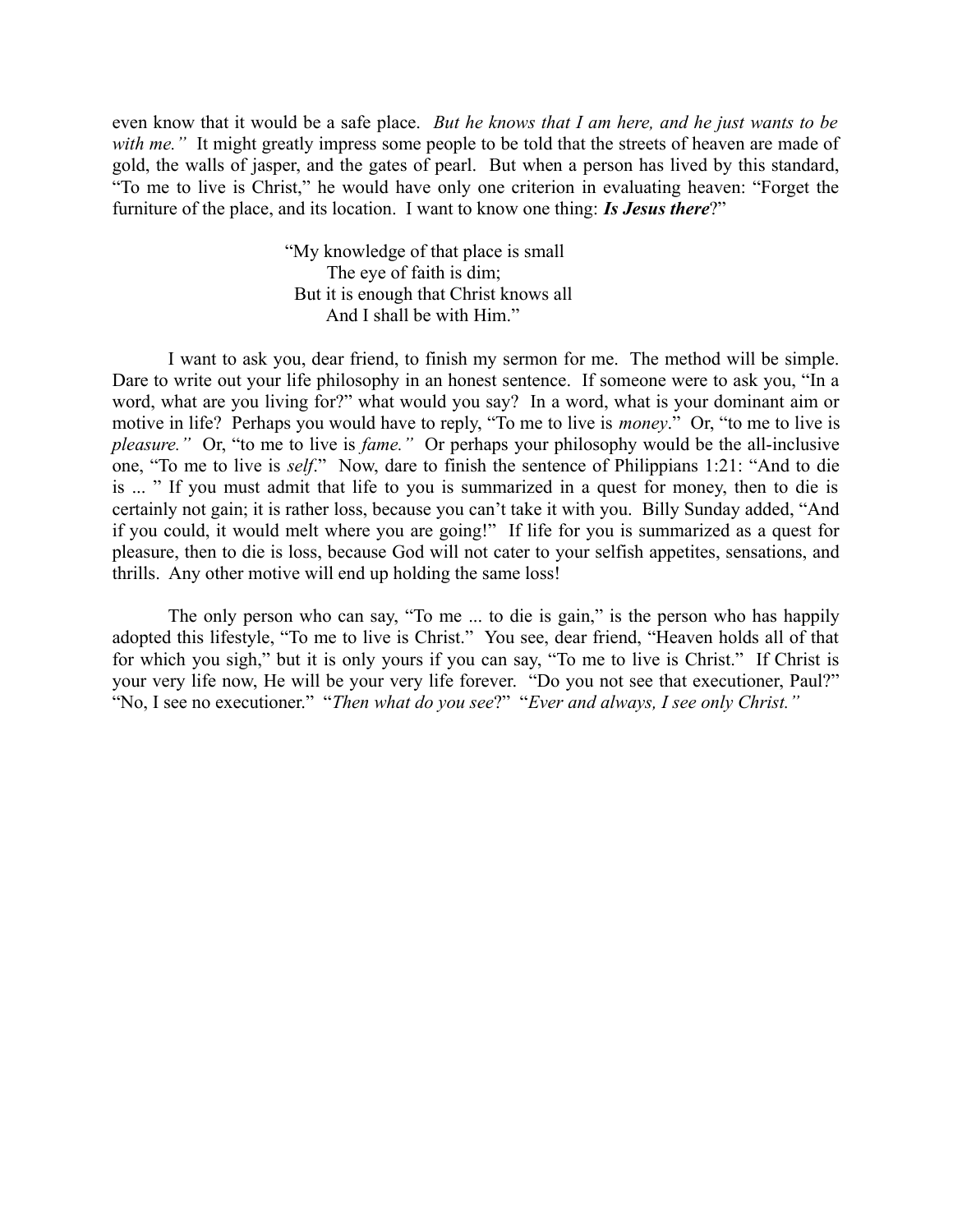even know that it would be a safe place. *But he knows that I am here, and he just wants to be with me."* It might greatly impress some people to be told that the streets of heaven are made of gold, the walls of jasper, and the gates of pearl. But when a person has lived by this standard, "To me to live is Christ," he would have only one criterion in evaluating heaven: "Forget the furniture of the place, and its location. I want to know one thing: ***Is Jesus there***?"

> "My knowledge of that place is small
> The eye of faith is dim;
> But it is enough that Christ knows all
> And I shall be with Him."

I want to ask you, dear friend, to finish my sermon for me. The method will be simple. Dare to write out your life philosophy in an honest sentence. If someone were to ask you, "In a word, what are you living for?" what would you say? In a word, what is your dominant aim or motive in life? Perhaps you would have to reply, "To me to live is *money*." Or, "to me to live is *pleasure."* Or, "to me to live is *fame."* Or perhaps your philosophy would be the all-inclusive one, "To me to live is *self*." Now, dare to finish the sentence of Philippians 1:21: "And to die is ... " If you must admit that life to you is summarized in a quest for money, then to die is certainly not gain; it is rather loss, because you can't take it with you. Billy Sunday added, "And if you could, it would melt where you are going!" If life for you is summarized as a quest for pleasure, then to die is loss, because God will not cater to your selfish appetites, sensations, and thrills. Any other motive will end up holding the same loss!

The only person who can say, "To me ... to die is gain," is the person who has happily adopted this lifestyle, "To me to live is Christ." You see, dear friend, "Heaven holds all of that for which you sigh," but it is only yours if you can say, "To me to live is Christ." If Christ is your very life now, He will be your very life forever. "Do you not see that executioner, Paul?" "No, I see no executioner." "*Then what do you see*?" "*Ever and always, I see only Christ."*